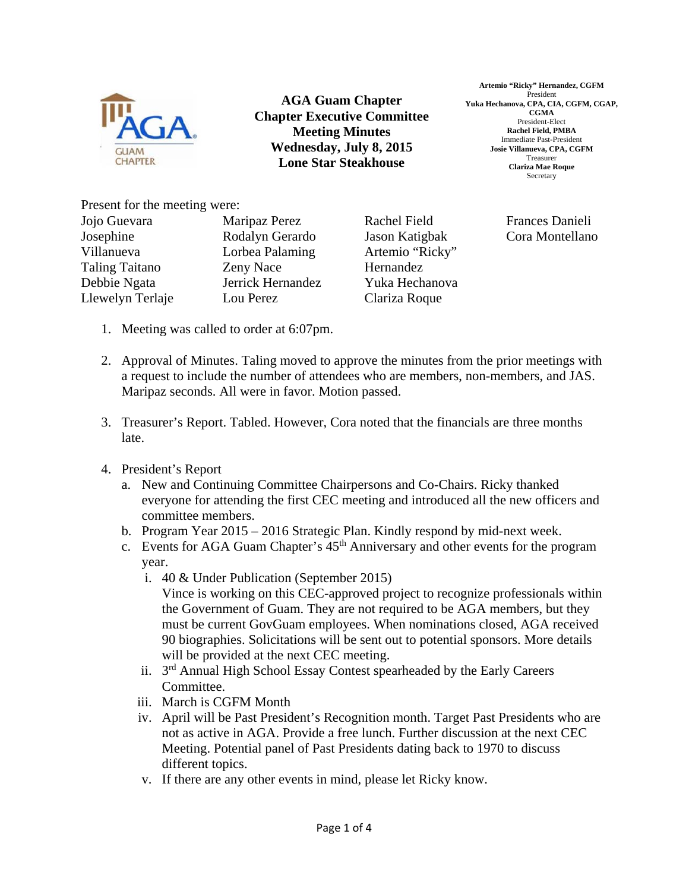# AGA Guam Chapter
## Chapter Executive Committee Meeting Minutes
### Wednesday, July 8, 2015
### Lone Star Steakhouse

**Artemio "Ricky" Hernandez, CGFM**
President
**Yuka Hechanova, CPA, CIA, CGFM, CGAP, CGMA**
President-Elect
**Rachel Field, PMBA**
Immediate Past-President
**Josie Villanueva, CPA, CGFM**
Treasurer
**Clariza Mae Roque**
Secretary

Present for the meeting were:

| | | | |
|---|---|---|---|
| Jojo Guevara | Maripaz Perez | Rachel Field | Frances Danieli |
| Josephine Villanueva | Rodalyn Gerardo | Jason Katigbak | Cora Montellano |
| Taling Taitano | Lorbea Palaming | Artemio "Ricky" Hernandez | |
| Debbie Ngata | Zeny Nace | Yuka Hechanova | |
| Llewelyn Terlaje | Jerrick Hernandez | Clariza Roque | |
| | Lou Perez | | |

1. Meeting was called to order at 6:07pm.

2. Approval of Minutes. Taling moved to approve the minutes from the prior meetings with a request to include the number of attendees who are members, non-members, and JAS. Maripaz seconds. All were in favor. Motion passed.

3. Treasurer's Report. Tabled. However, Cora noted that the financials are three months late.

4. President's Report
   a. New and Continuing Committee Chairpersons and Co-Chairs. Ricky thanked everyone for attending the first CEC meeting and introduced all the new officers and committee members.
   b. Program Year 2015 – 2016 Strategic Plan. Kindly respond by mid-next week.
   c. Events for AGA Guam Chapter's 45th Anniversary and other events for the program year.
      i. 40 & Under Publication (September 2015)
      Vince is working on this CEC-approved project to recognize professionals within the Government of Guam. They are not required to be AGA members, but they must be current GovGuam employees. When nominations closed, AGA received 90 biographies. Solicitations will be sent out to potential sponsors. More details will be provided at the next CEC meeting.
      ii. 3rd Annual High School Essay Contest spearheaded by the Early Careers Committee.
      iii. March is CGFM Month
      iv. April will be Past President's Recognition month. Target Past Presidents who are not as active in AGA. Provide a free lunch. Further discussion at the next CEC Meeting. Potential panel of Past Presidents dating back to 1970 to discuss different topics.
      v. If there are any other events in mind, please let Ricky know.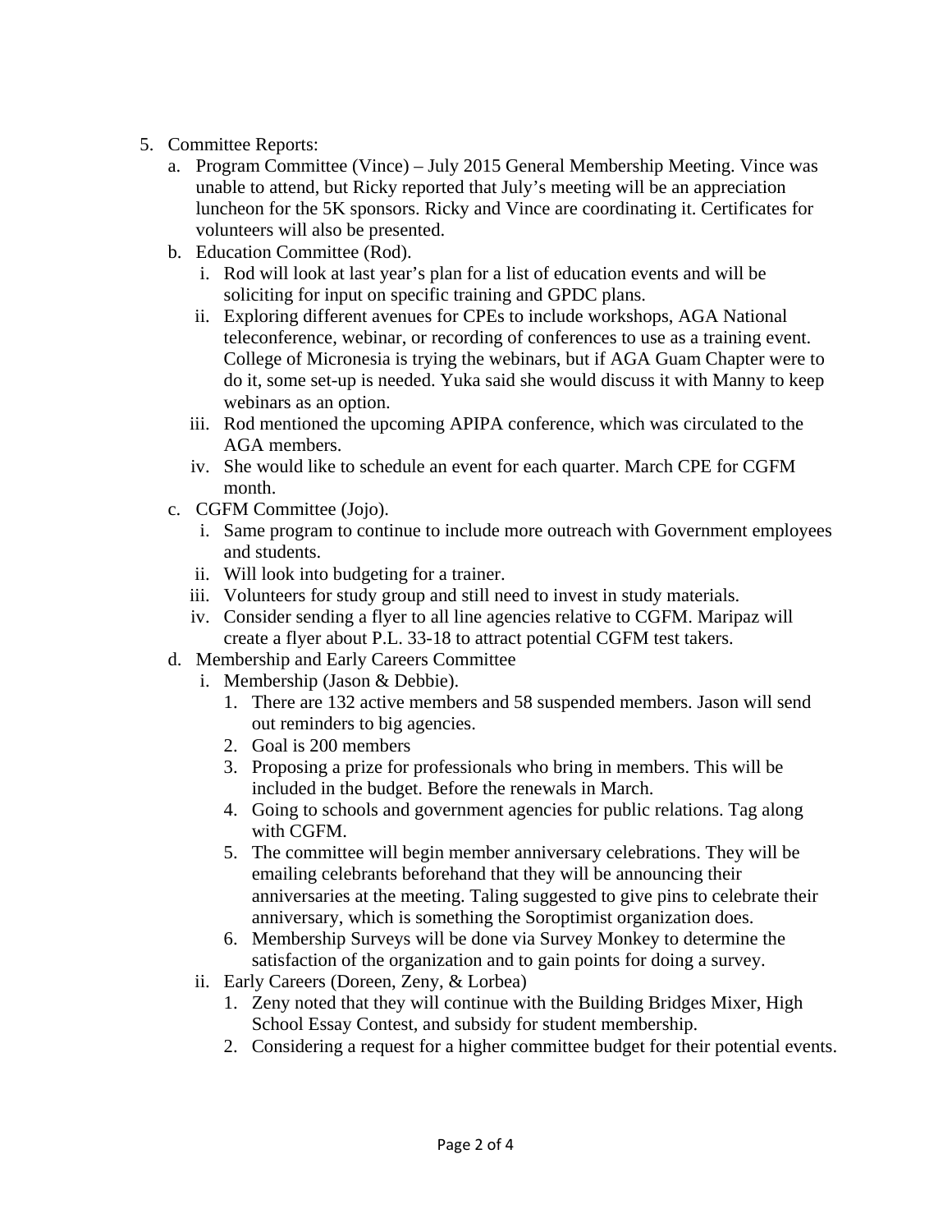5. Committee Reports:
   a. Program Committee (Vince) – July 2015 General Membership Meeting. Vince was unable to attend, but Ricky reported that July's meeting will be an appreciation luncheon for the 5K sponsors. Ricky and Vince are coordinating it. Certificates for volunteers will also be presented.
   b. Education Committee (Rod).
      i. Rod will look at last year's plan for a list of education events and will be soliciting for input on specific training and GPDC plans.
      ii. Exploring different avenues for CPEs to include workshops, AGA National teleconference, webinar, or recording of conferences to use as a training event. College of Micronesia is trying the webinars, but if AGA Guam Chapter were to do it, some set-up is needed. Yuka said she would discuss it with Manny to keep webinars as an option.
      iii. Rod mentioned the upcoming APIPA conference, which was circulated to the AGA members.
      iv. She would like to schedule an event for each quarter. March CPE for CGFM month.
   c. CGFM Committee (Jojo).
      i. Same program to continue to include more outreach with Government employees and students.
      ii. Will look into budgeting for a trainer.
      iii. Volunteers for study group and still need to invest in study materials.
      iv. Consider sending a flyer to all line agencies relative to CGFM. Maripaz will create a flyer about P.L. 33-18 to attract potential CGFM test takers.
   d. Membership and Early Careers Committee
      i. Membership (Jason & Debbie).
         1. There are 132 active members and 58 suspended members. Jason will send out reminders to big agencies.
         2. Goal is 200 members
         3. Proposing a prize for professionals who bring in members. This will be included in the budget. Before the renewals in March.
         4. Going to schools and government agencies for public relations. Tag along with CGFM.
         5. The committee will begin member anniversary celebrations. They will be emailing celebrants beforehand that they will be announcing their anniversaries at the meeting. Taling suggested to give pins to celebrate their anniversary, which is something the Soroptimist organization does.
         6. Membership Surveys will be done via Survey Monkey to determine the satisfaction of the organization and to gain points for doing a survey.
      ii. Early Careers (Doreen, Zeny, & Lorbea)
         1. Zeny noted that they will continue with the Building Bridges Mixer, High School Essay Contest, and subsidy for student membership.
         2. Considering a request for a higher committee budget for their potential events.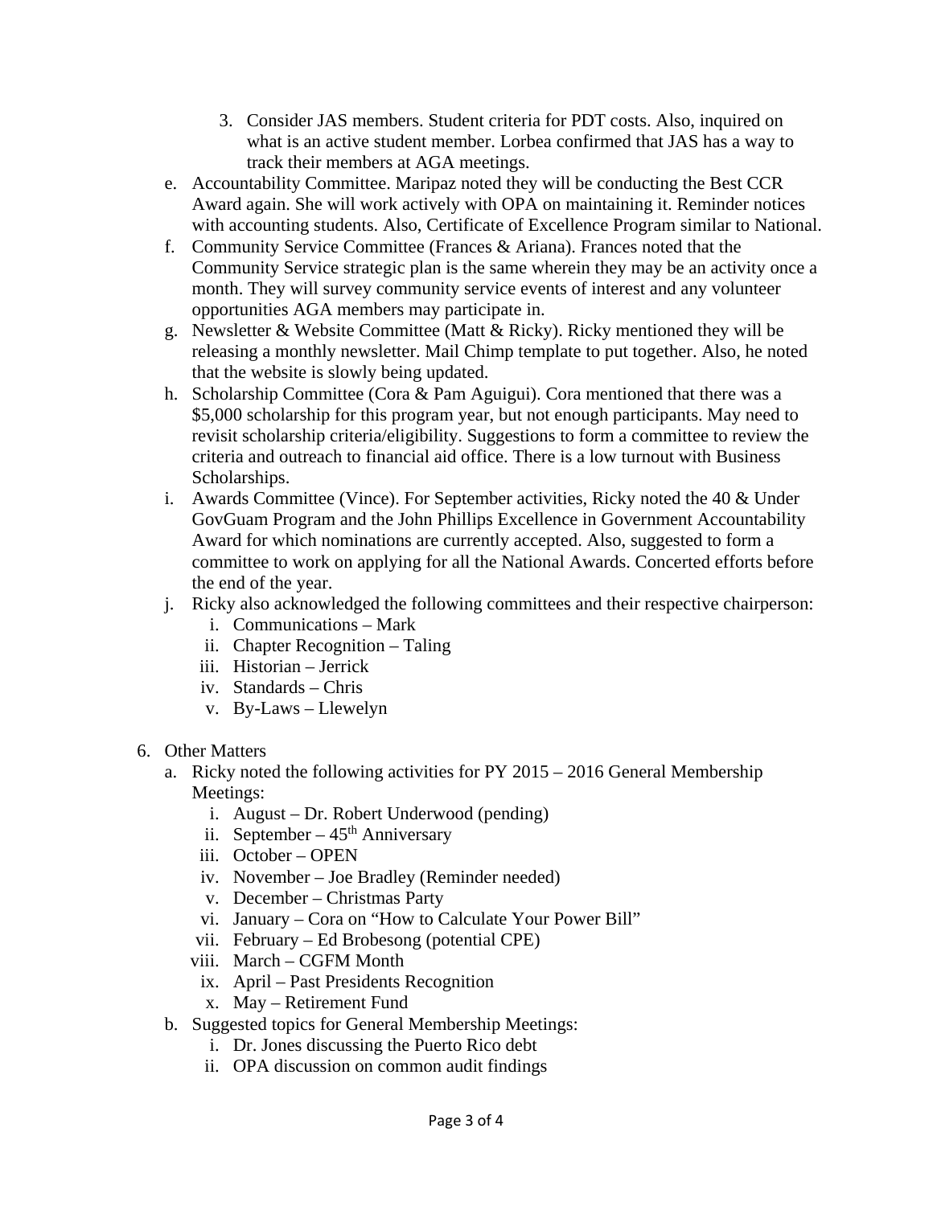3. Consider JAS members. Student criteria for PDT costs. Also, inquired on what is an active student member. Lorbea confirmed that JAS has a way to track their members at AGA meetings.

e. Accountability Committee. Maripaz noted they will be conducting the Best CCR Award again. She will work actively with OPA on maintaining it. Reminder notices with accounting students. Also, Certificate of Excellence Program similar to National.

f. Community Service Committee (Frances & Ariana). Frances noted that the Community Service strategic plan is the same wherein they may be an activity once a month. They will survey community service events of interest and any volunteer opportunities AGA members may participate in.

g. Newsletter & Website Committee (Matt & Ricky). Ricky mentioned they will be releasing a monthly newsletter. Mail Chimp template to put together. Also, he noted that the website is slowly being updated.

h. Scholarship Committee (Cora & Pam Aguigui). Cora mentioned that there was a $5,000 scholarship for this program year, but not enough participants. May need to revisit scholarship criteria/eligibility. Suggestions to form a committee to review the criteria and outreach to financial aid office. There is a low turnout with Business Scholarships.

i. Awards Committee (Vince). For September activities, Ricky noted the 40 & Under GovGuam Program and the John Phillips Excellence in Government Accountability Award for which nominations are currently accepted. Also, suggested to form a committee to work on applying for all the National Awards. Concerted efforts before the end of the year.

j. Ricky also acknowledged the following committees and their respective chairperson:
   i. Communications – Mark
   ii. Chapter Recognition – Taling
   iii. Historian – Jerrick
   iv. Standards – Chris
   v. By-Laws – Llewelyn

6. Other Matters
   a. Ricky noted the following activities for PY 2015 – 2016 General Membership Meetings:
      i. August – Dr. Robert Underwood (pending)
      ii. September – 45th Anniversary
      iii. October – OPEN
      iv. November – Joe Bradley (Reminder needed)
      v. December – Christmas Party
      vi. January – Cora on "How to Calculate Your Power Bill"
      vii. February – Ed Brobesong (potential CPE)
      viii. March – CGFM Month
      ix. April – Past Presidents Recognition
      x. May – Retirement Fund
   b. Suggested topics for General Membership Meetings:
      i. Dr. Jones discussing the Puerto Rico debt
      ii. OPA discussion on common audit findings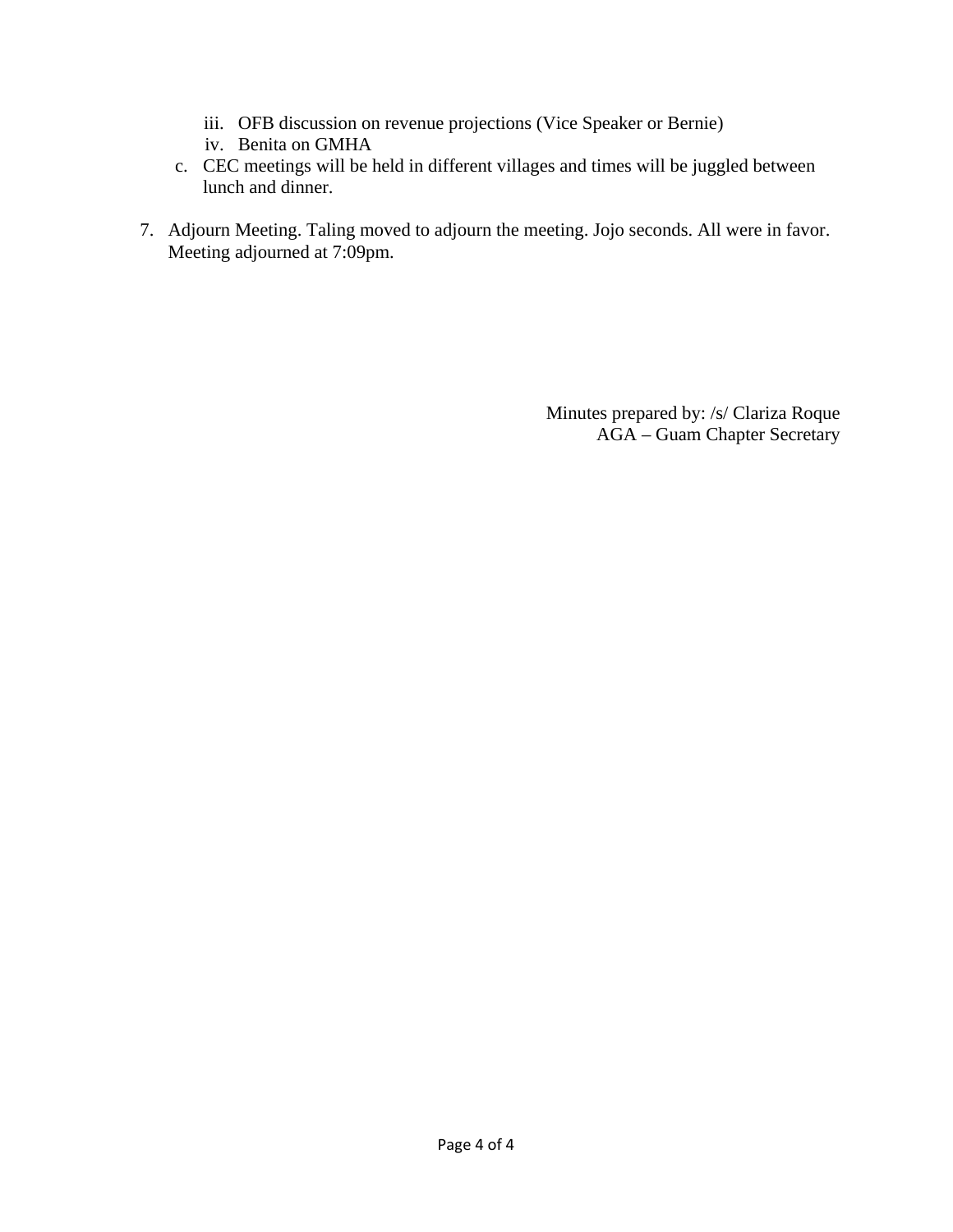iii. OFB discussion on revenue projections (Vice Speaker or Bernie)
   iv. Benita on GMHA

   c. CEC meetings will be held in different villages and times will be juggled between lunch and dinner.

7. Adjourn Meeting. Taling moved to adjourn the meeting. Jojo seconds. All were in favor. Meeting adjourned at 7:09pm.

Minutes prepared by: /s/ Clariza Roque
AGA – Guam Chapter Secretary